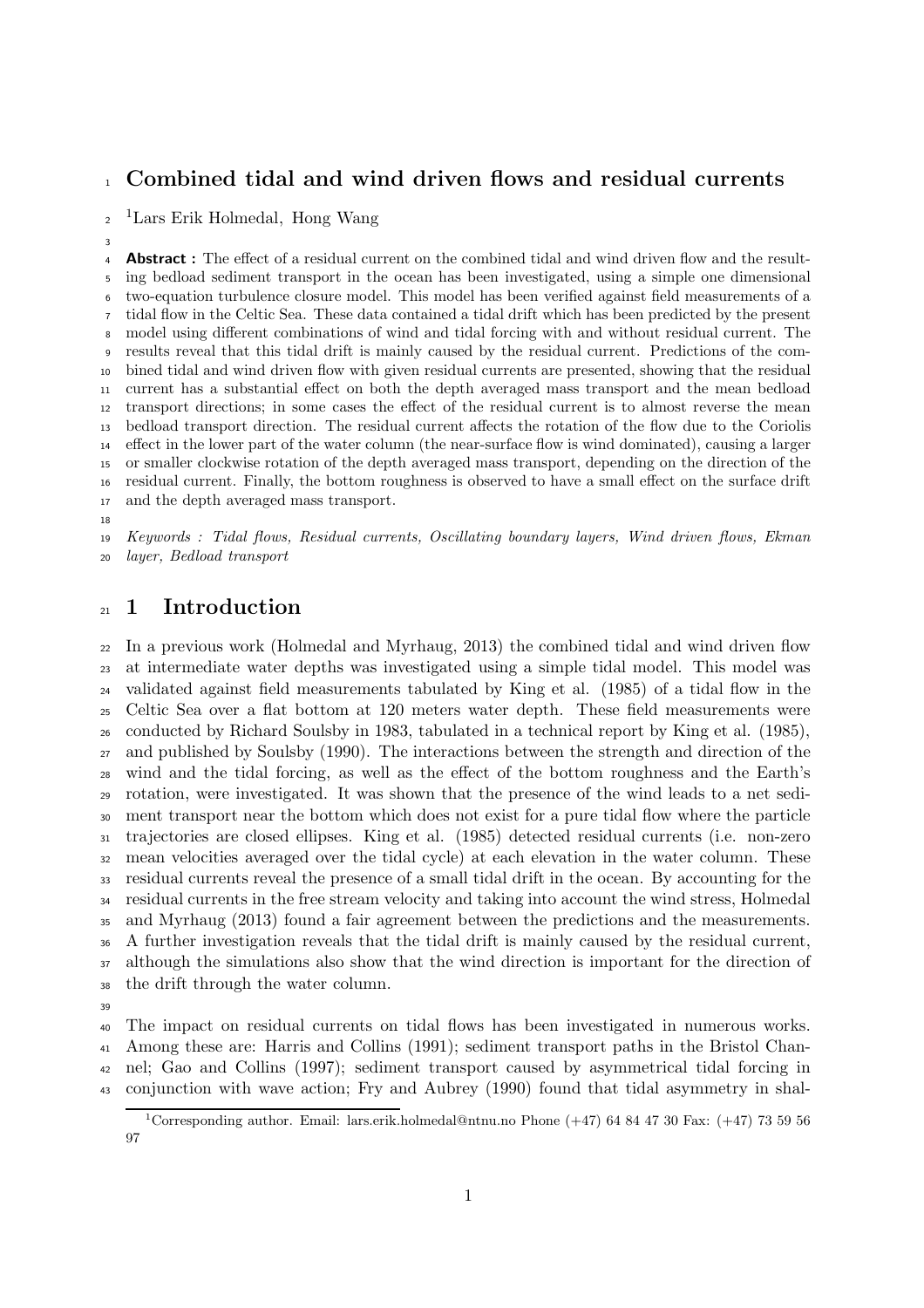# Combined tidal and wind driven flows and residual currents

[1]Lars Erik Holmedal, Hong Wang

**Abstract :** The effect of a residual current on the combined tidal and wind driven flow and the resulting bedload sediment transport in the ocean has been investigated, using a simple one dimensional two-equation turbulence closure model. This model has been verified against field measurements of a tidal flow in the Celtic Sea. These data contained a tidal drift which has been predicted by the present model using different combinations of wind and tidal forcing with and without residual current. The results reveal that this tidal drift is mainly caused by the residual current. Predictions of the combined tidal and wind driven flow with given residual currents are presented, showing that the residual current has a substantial effect on both the depth averaged mass transport and the mean bedload transport directions; in some cases the effect of the residual current is to almost reverse the mean bedload transport direction. The residual current affects the rotation of the flow due to the Coriolis effect in the lower part of the water column (the near-surface flow is wind dominated), causing a larger or smaller clockwise rotation of the depth averaged mass transport, depending on the direction of the residual current. Finally, the bottom roughness is observed to have a small effect on the surface drift and the depth averaged mass transport.

*Keywords : Tidal flows, Residual currents, Oscillating boundary layers, Wind driven flows, Ekman layer, Bedload transport*

## 1 Introduction

In a previous work (Holmedal and Myrhaug, 2013) the combined tidal and wind driven flow at intermediate water depths was investigated using a simple tidal model. This model was validated against field measurements tabulated by King et al. (1985) of a tidal flow in the Celtic Sea over a flat bottom at 120 meters water depth. These field measurements were conducted by Richard Soulsby in 1983, tabulated in a technical report by King et al. (1985), and published by Soulsby (1990). The interactions between the strength and direction of the wind and the tidal forcing, as well as the effect of the bottom roughness and the Earth's rotation, were investigated. It was shown that the presence of the wind leads to a net sediment transport near the bottom which does not exist for a pure tidal flow where the particle trajectories are closed ellipses. King et al. (1985) detected residual currents (i.e. non-zero mean velocities averaged over the tidal cycle) at each elevation in the water column. These residual currents reveal the presence of a small tidal drift in the ocean. By accounting for the residual currents in the free stream velocity and taking into account the wind stress, Holmedal and Myrhaug (2013) found a fair agreement between the predictions and the measurements. A further investigation reveals that the tidal drift is mainly caused by the residual current, although the simulations also show that the wind direction is important for the direction of the drift through the water column.

The impact on residual currents on tidal flows has been investigated in numerous works. Among these are: Harris and Collins (1991); sediment transport paths in the Bristol Channel; Gao and Collins (1997); sediment transport caused by asymmetrical tidal forcing in conjunction with wave action; Fry and Aubrey (1990) found that tidal asymmetry in shal-

[1]Corresponding author. Email: lars.erik.holmedal@ntnu.no Phone (+47) 64 84 47 30 Fax: (+47) 73 59 56 97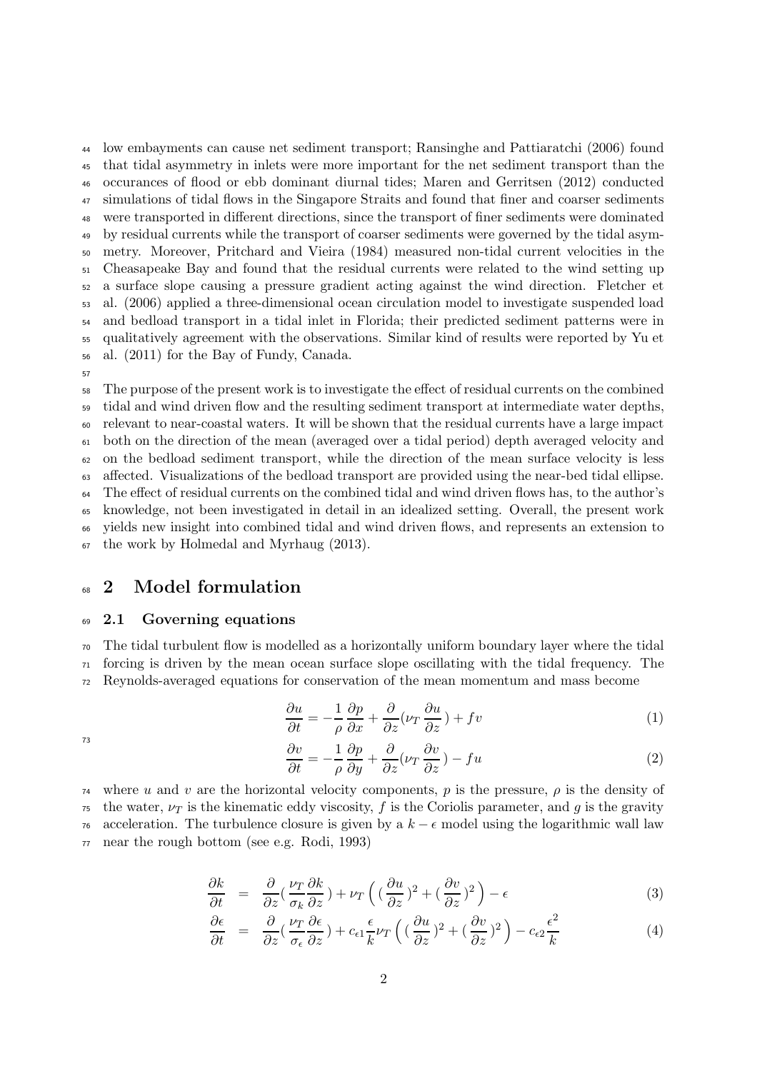low embayments can cause net sediment transport; Ransinghe and Pattiaratchi (2006) found that tidal asymmetry in inlets were more important for the net sediment transport than the occurances of flood or ebb dominant diurnal tides; Maren and Gerritsen (2012) conducted simulations of tidal flows in the Singapore Straits and found that finer and coarser sediments were transported in different directions, since the transport of finer sediments were dominated by residual currents while the transport of coarser sediments were governed by the tidal asymmetry. Moreover, Pritchard and Vieira (1984) measured non-tidal current velocities in the Cheasapeake Bay and found that the residual currents were related to the wind setting up a surface slope causing a pressure gradient acting against the wind direction. Fletcher et al. (2006) applied a three-dimensional ocean circulation model to investigate suspended load and bedload transport in a tidal inlet in Florida; their predicted sediment patterns were in qualitatively agreement with the observations. Similar kind of results were reported by Yu et al. (2011) for the Bay of Fundy, Canada.

The purpose of the present work is to investigate the effect of residual currents on the combined tidal and wind driven flow and the resulting sediment transport at intermediate water depths, relevant to near-coastal waters. It will be shown that the residual currents have a large impact both on the direction of the mean (averaged over a tidal period) depth averaged velocity and on the bedload sediment transport, while the direction of the mean surface velocity is less affected. Visualizations of the bedload transport are provided using the near-bed tidal ellipse. The effect of residual currents on the combined tidal and wind driven flows has, to the author's knowledge, not been investigated in detail in an idealized setting. Overall, the present work yields new insight into combined tidal and wind driven flows, and represents an extension to the work by Holmedal and Myrhaug (2013).

# 2 Model formulation

## 2.1 Governing equations

The tidal turbulent flow is modelled as a horizontally uniform boundary layer where the tidal forcing is driven by the mean ocean surface slope oscillating with the tidal frequency. The Reynolds-averaged equations for conservation of the mean momentum and mass become

$$\frac{\partial u}{\partial t} = -\frac{1}{\rho}\frac{\partial p}{\partial x} + \frac{\partial}{\partial z}(\nu_T \frac{\partial u}{\partial z}) + fv \tag{1}$$

$$\frac{\partial v}{\partial t} = -\frac{1}{\rho}\frac{\partial p}{\partial y} + \frac{\partial}{\partial z}(\nu_T \frac{\partial v}{\partial z}) - fu \tag{2}$$

where $u$ and $v$ are the horizontal velocity components, $p$ is the pressure, $\rho$ is the density of the water, $\nu_T$ is the kinematic eddy viscosity, $f$ is the Coriolis parameter, and $g$ is the gravity acceleration. The turbulence closure is given by a $k-\epsilon$ model using the logarithmic wall law near the rough bottom (see e.g. Rodi, 1993)

$$\frac{\partial k}{\partial t} = \frac{\partial}{\partial z}(\frac{\nu_T}{\sigma_k}\frac{\partial k}{\partial z}) + \nu_T\Big((\frac{\partial u}{\partial z})^2 + (\frac{\partial v}{\partial z})^2\Big) - \epsilon \tag{3}$$

$$\frac{\partial \epsilon}{\partial t} = \frac{\partial}{\partial z}(\frac{\nu_T}{\sigma_\epsilon}\frac{\partial \epsilon}{\partial z}) + c_{\epsilon 1}\frac{\epsilon}{k}\nu_T\Big((\frac{\partial u}{\partial z})^2 + (\frac{\partial v}{\partial z})^2\Big) - c_{\epsilon 2}\frac{\epsilon^2}{k} \tag{4}$$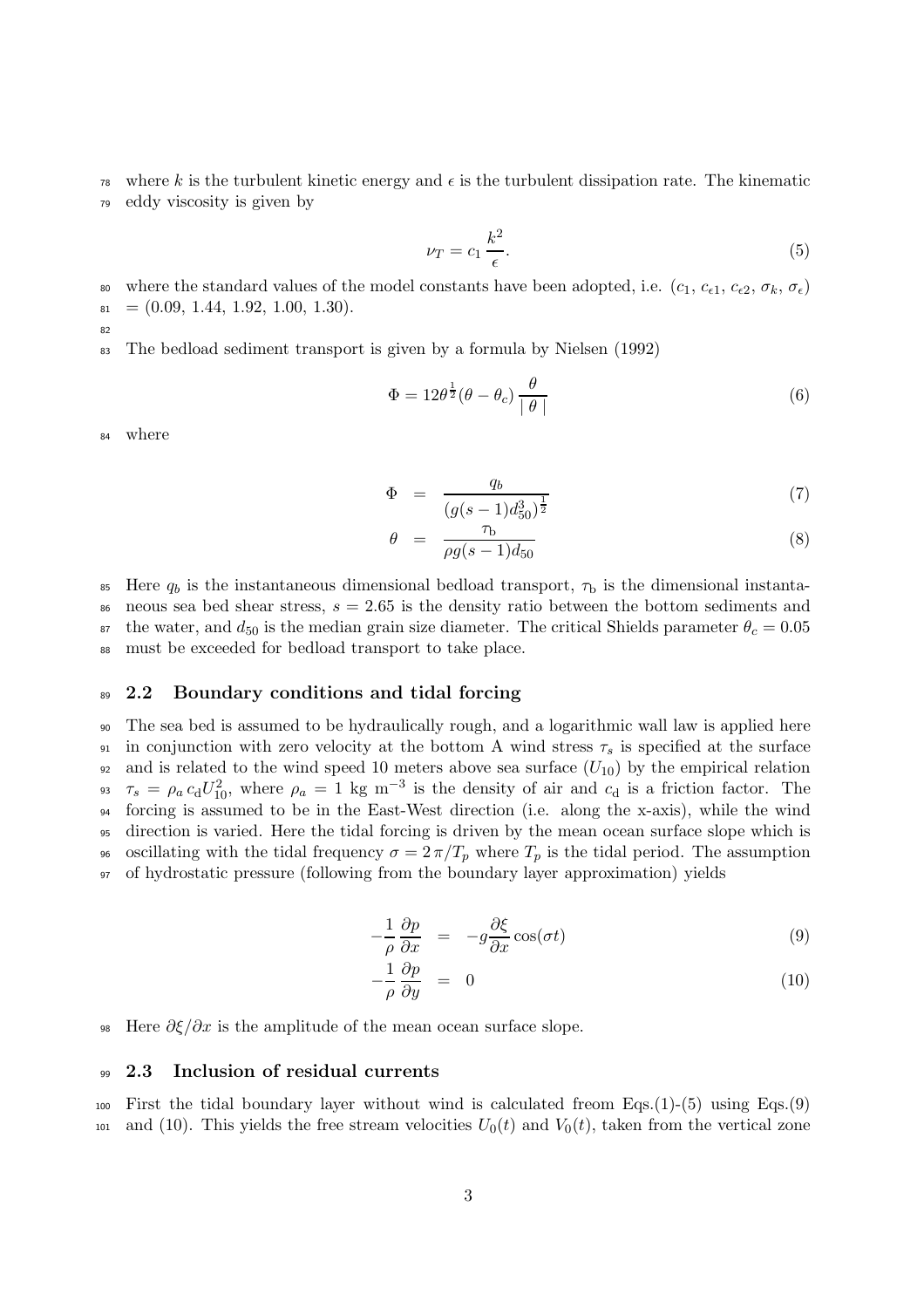where $k$ is the turbulent kinetic energy and $\epsilon$ is the turbulent dissipation rate. The kinematic eddy viscosity is given by

$$\nu_T = c_1 \frac{k^2}{\epsilon}. \tag{5}$$

where the standard values of the model constants have been adopted, i.e. ($c_1$, $c_{\epsilon 1}$, $c_{\epsilon 2}$, $\sigma_k$, $\sigma_\epsilon$) = (0.09, 1.44, 1.92, 1.00, 1.30).

The bedload sediment transport is given by a formula by Nielsen (1992)

$$\Phi = 12\theta^{\frac{1}{2}}(\theta - \theta_c)\frac{\theta}{|\,\theta\,|} \tag{6}$$

where

$$\Phi = \frac{q_b}{(g(s-1)d_{50}^3)^{\frac{1}{2}}} \tag{7}$$

$$\theta = \frac{\tau_{\rm b}}{\rho g(s-1)d_{50}} \tag{8}$$

Here $q_b$ is the instantaneous dimensional bedload transport, $\tau_{\rm b}$ is the dimensional instantaneous sea bed shear stress, $s = 2.65$ is the density ratio between the bottom sediments and the water, and $d_{50}$ is the median grain size diameter. The critical Shields parameter $\theta_c = 0.05$ must be exceeded for bedload transport to take place.

## 2.2 Boundary conditions and tidal forcing

The sea bed is assumed to be hydraulically rough, and a logarithmic wall law is applied here in conjunction with zero velocity at the bottom A wind stress $\tau_s$ is specified at the surface and is related to the wind speed 10 meters above sea surface ($U_{10}$) by the empirical relation $\tau_s = \rho_a\, c_{\rm d} U_{10}^2$, where $\rho_a = 1$ kg m$^{-3}$ is the density of air and $c_{\rm d}$ is a friction factor. The forcing is assumed to be in the East-West direction (i.e. along the x-axis), while the wind direction is varied. Here the tidal forcing is driven by the mean ocean surface slope which is oscillating with the tidal frequency $\sigma = 2\,\pi/T_p$ where $T_p$ is the tidal period. The assumption of hydrostatic pressure (following from the boundary layer approximation) yields

$$-\frac{1}{\rho}\frac{\partial p}{\partial x} = -g\frac{\partial \xi}{\partial x}\cos(\sigma t) \tag{9}$$

$$-\frac{1}{\rho}\frac{\partial p}{\partial y} = 0 \tag{10}$$

Here $\partial\xi/\partial x$ is the amplitude of the mean ocean surface slope.

## 2.3 Inclusion of residual currents

First the tidal boundary layer without wind is calculated freom Eqs.(1)-(5) using Eqs.(9) and (10). This yields the free stream velocities $U_0(t)$ and $V_0(t)$, taken from the vertical zone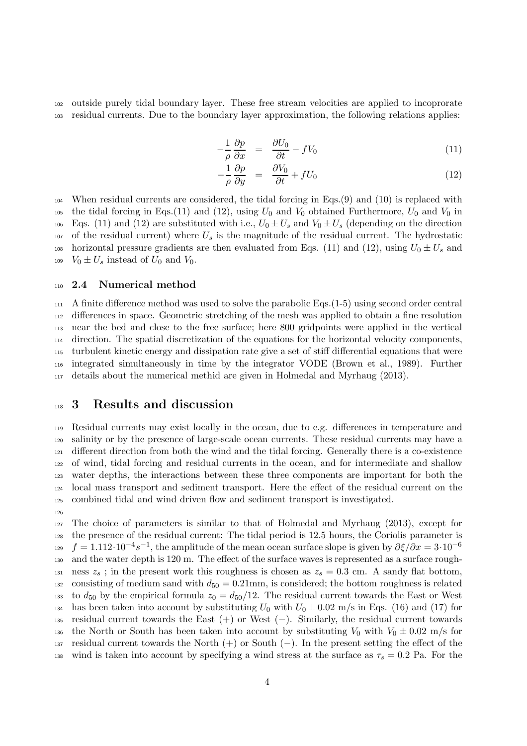outside purely tidal boundary layer. These free stream velocities are applied to incoprorate residual currents. Due to the boundary layer approximation, the following relations applies:

$$-\frac{1}{\rho}\frac{\partial p}{\partial x} = \frac{\partial U_0}{\partial t} - fV_0 \tag{11}$$

$$-\frac{1}{\rho}\frac{\partial p}{\partial y} = \frac{\partial V_0}{\partial t} + fU_0 \tag{12}$$

When residual currents are considered, the tidal forcing in Eqs.(9) and (10) is replaced with the tidal forcing in Eqs.(11) and (12), using $U_0$ and $V_0$ obtained Furthermore, $U_0$ and $V_0$ in Eqs. (11) and (12) are substituted with i.e., $U_0 \pm U_s$ and $V_0 \pm U_s$ (depending on the direction of the residual current) where $U_s$ is the magnitude of the residual current. The hydrostatic horizontal pressure gradients are then evaluated from Eqs. (11) and (12), using $U_0 \pm U_s$ and $V_0 \pm U_s$ instead of $U_0$ and $V_0$.

### 2.4 Numerical method

A finite difference method was used to solve the parabolic Eqs.(1-5) using second order central differences in space. Geometric stretching of the mesh was applied to obtain a fine resolution near the bed and close to the free surface; here 800 gridpoints were applied in the vertical direction. The spatial discretization of the equations for the horizontal velocity components, turbulent kinetic energy and dissipation rate give a set of stiff differential equations that were integrated simultaneously in time by the integrator VODE (Brown et al., 1989). Further details about the numerical methid are given in Holmedal and Myrhaug (2013).

## 3 Results and discussion

Residual currents may exist locally in the ocean, due to e.g. differences in temperature and salinity or by the presence of large-scale ocean currents. These residual currents may have a different direction from both the wind and the tidal forcing. Generally there is a co-existence of wind, tidal forcing and residual currents in the ocean, and for intermediate and shallow water depths, the interactions between these three components are important for both the local mass transport and sediment transport. Here the effect of the residual current on the combined tidal and wind driven flow and sediment transport is investigated.

The choice of parameters is similar to that of Holmedal and Myrhaug (2013), except for the presence of the residual current: The tidal period is 12.5 hours, the Coriolis parameter is $f = 1.112 \cdot 10^{-4} s^{-1}$, the amplitude of the mean ocean surface slope is given by $\partial\xi/\partial x = 3 \cdot 10^{-6}$ and the water depth is 120 m. The effect of the surface waves is represented as a surface roughness $z_s$ ; in the present work this roughness is chosen as $z_s = 0.3$ cm. A sandy flat bottom, consisting of medium sand with $d_{50} = 0.21$mm, is considered; the bottom roughness is related to $d_{50}$ by the empirical formula $z_0 = d_{50}/12$. The residual current towards the East or West has been taken into account by substituting $U_0$ with $U_0 \pm 0.02$ m/s in Eqs. (16) and (17) for residual current towards the East (+) or West (−). Similarly, the residual current towards the North or South has been taken into account by substituting $V_0$ with $V_0 \pm 0.02$ m/s for residual current towards the North (+) or South (−). In the present setting the effect of the wind is taken into account by specifying a wind stress at the surface as $\tau_s = 0.2$ Pa. For the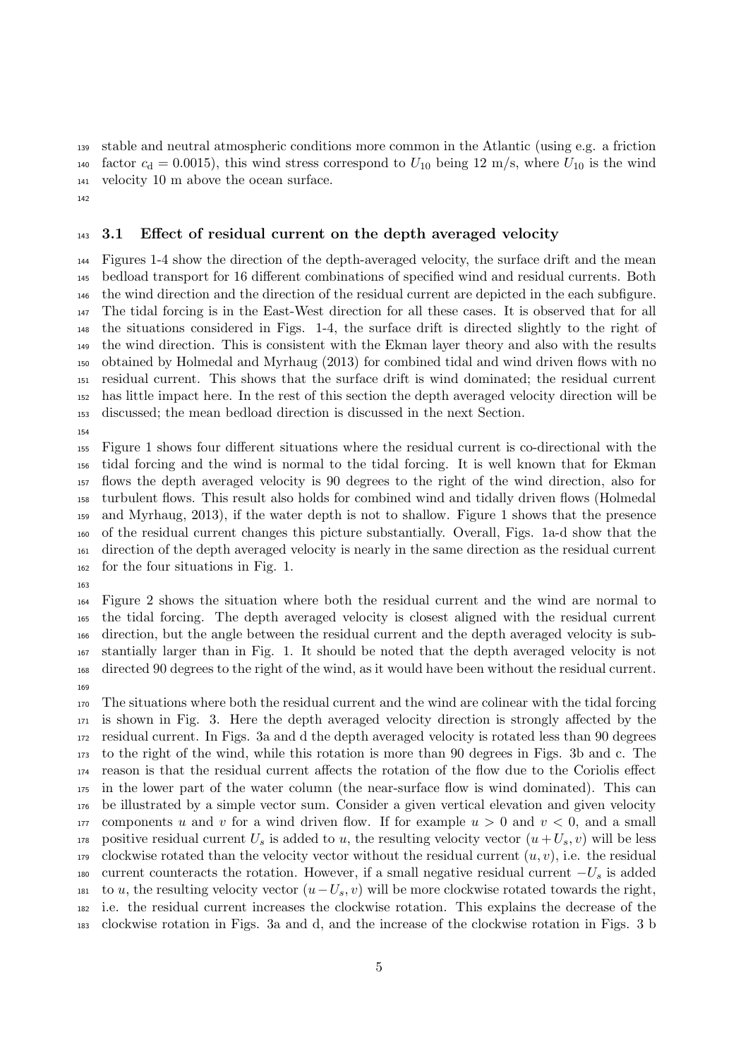stable and neutral atmospheric conditions more common in the Atlantic (using e.g. a friction factor $c_\mathrm{d} = 0.0015$), this wind stress correspond to $U_{10}$ being 12 m/s, where $U_{10}$ is the wind velocity 10 m above the ocean surface.

### 3.1 Effect of residual current on the depth averaged velocity

Figures 1-4 show the direction of the depth-averaged velocity, the surface drift and the mean bedload transport for 16 different combinations of specified wind and residual currents. Both the wind direction and the direction of the residual current are depicted in the each subfigure. The tidal forcing is in the East-West direction for all these cases. It is observed that for all the situations considered in Figs. 1-4, the surface drift is directed slightly to the right of the wind direction. This is consistent with the Ekman layer theory and also with the results obtained by Holmedal and Myrhaug (2013) for combined tidal and wind driven flows with no residual current. This shows that the surface drift is wind dominated; the residual current has little impact here. In the rest of this section the depth averaged velocity direction will be discussed; the mean bedload direction is discussed in the next Section.

Figure 1 shows four different situations where the residual current is co-directional with the tidal forcing and the wind is normal to the tidal forcing. It is well known that for Ekman flows the depth averaged velocity is 90 degrees to the right of the wind direction, also for turbulent flows. This result also holds for combined wind and tidally driven flows (Holmedal and Myrhaug, 2013), if the water depth is not to shallow. Figure 1 shows that the presence of the residual current changes this picture substantially. Overall, Figs. 1a-d show that the direction of the depth averaged velocity is nearly in the same direction as the residual current for the four situations in Fig. 1.

Figure 2 shows the situation where both the residual current and the wind are normal to the tidal forcing. The depth averaged velocity is closest aligned with the residual current direction, but the angle between the residual current and the depth averaged velocity is substantially larger than in Fig. 1. It should be noted that the depth averaged velocity is not directed 90 degrees to the right of the wind, as it would have been without the residual current.

The situations where both the residual current and the wind are colinear with the tidal forcing is shown in Fig. 3. Here the depth averaged velocity direction is strongly affected by the residual current. In Figs. 3a and d the depth averaged velocity is rotated less than 90 degrees to the right of the wind, while this rotation is more than 90 degrees in Figs. 3b and c. The reason is that the residual current affects the rotation of the flow due to the Coriolis effect in the lower part of the water column (the near-surface flow is wind dominated). This can be illustrated by a simple vector sum. Consider a given vertical elevation and given velocity components $u$ and $v$ for a wind driven flow. If for example $u > 0$ and $v < 0$, and a small positive residual current $U_s$ is added to $u$, the resulting velocity vector $(u + U_s, v)$ will be less clockwise rotated than the velocity vector without the residual current $(u, v)$, i.e. the residual current counteracts the rotation. However, if a small negative residual current $-U_s$ is added to $u$, the resulting velocity vector $(u - U_s, v)$ will be more clockwise rotated towards the right, i.e. the residual current increases the clockwise rotation. This explains the decrease of the clockwise rotation in Figs. 3a and d, and the increase of the clockwise rotation in Figs. 3 b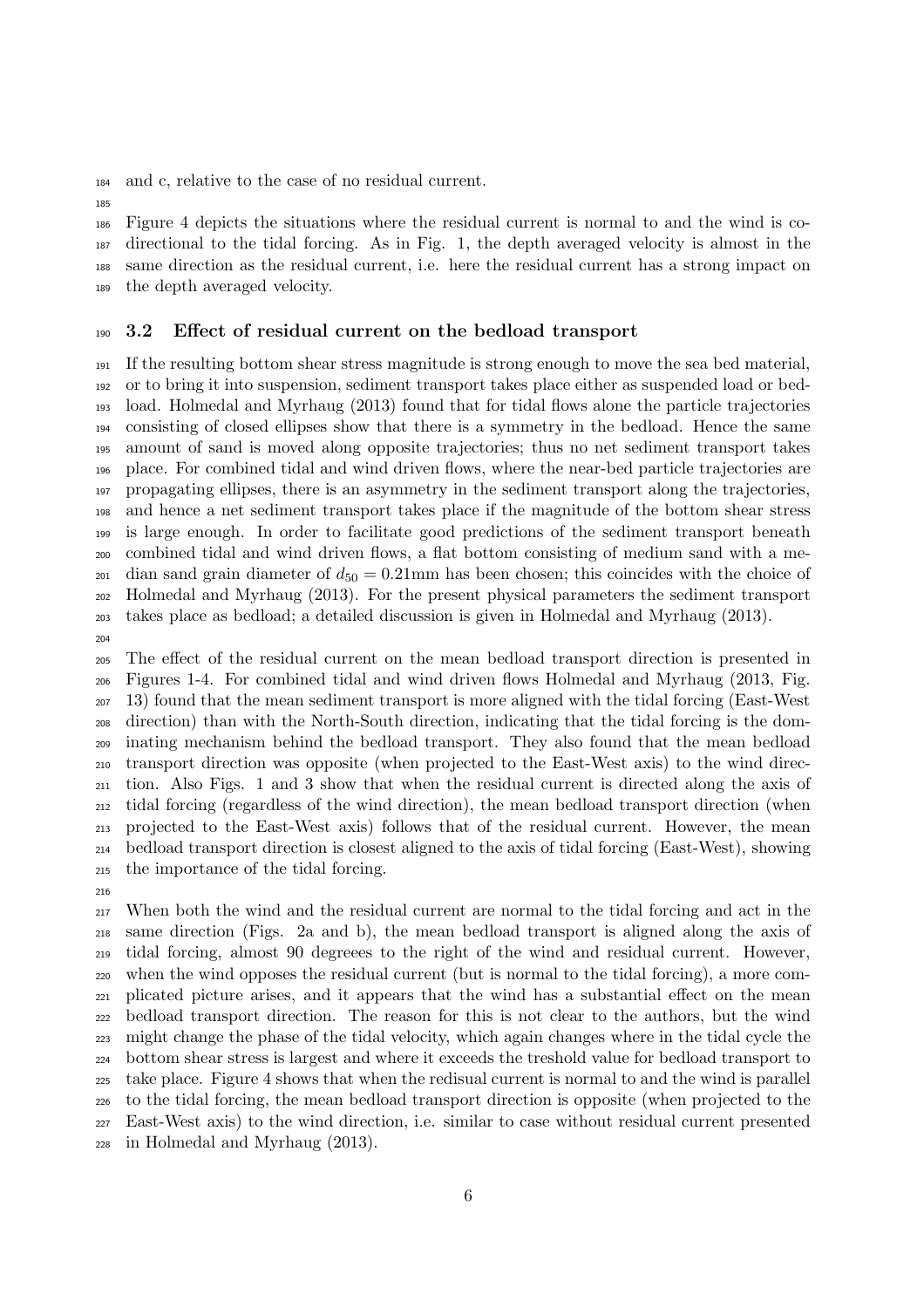and c, relative to the case of no residual current.

Figure 4 depicts the situations where the residual current is normal to and the wind is co-directional to the tidal forcing. As in Fig. 1, the depth averaged velocity is almost in the same direction as the residual current, i.e. here the residual current has a strong impact on the depth averaged velocity.

### 3.2 Effect of residual current on the bedload transport

If the resulting bottom shear stress magnitude is strong enough to move the sea bed material, or to bring it into suspension, sediment transport takes place either as suspended load or bedload. Holmedal and Myrhaug (2013) found that for tidal flows alone the particle trajectories consisting of closed ellipses show that there is a symmetry in the bedload. Hence the same amount of sand is moved along opposite trajectories; thus no net sediment transport takes place. For combined tidal and wind driven flows, where the near-bed particle trajectories are propagating ellipses, there is an asymmetry in the sediment transport along the trajectories, and hence a net sediment transport takes place if the magnitude of the bottom shear stress is large enough. In order to facilitate good predictions of the sediment transport beneath combined tidal and wind driven flows, a flat bottom consisting of medium sand with a median sand grain diameter of $d_{50} = 0.21$mm has been chosen; this coincides with the choice of Holmedal and Myrhaug (2013). For the present physical parameters the sediment transport takes place as bedload; a detailed discussion is given in Holmedal and Myrhaug (2013).

The effect of the residual current on the mean bedload transport direction is presented in Figures 1-4. For combined tidal and wind driven flows Holmedal and Myrhaug (2013, Fig. 13) found that the mean sediment transport is more aligned with the tidal forcing (East-West direction) than with the North-South direction, indicating that the tidal forcing is the dominating mechanism behind the bedload transport. They also found that the mean bedload transport direction was opposite (when projected to the East-West axis) to the wind direction. Also Figs. 1 and 3 show that when the residual current is directed along the axis of tidal forcing (regardless of the wind direction), the mean bedload transport direction (when projected to the East-West axis) follows that of the residual current. However, the mean bedload transport direction is closest aligned to the axis of tidal forcing (East-West), showing the importance of the tidal forcing.

When both the wind and the residual current are normal to the tidal forcing and act in the same direction (Figs. 2a and b), the mean bedload transport is aligned along the axis of tidal forcing, almost 90 degreees to the right of the wind and residual current. However, when the wind opposes the residual current (but is normal to the tidal forcing), a more complicated picture arises, and it appears that the wind has a substantial effect on the mean bedload transport direction. The reason for this is not clear to the authors, but the wind might change the phase of the tidal velocity, which again changes where in the tidal cycle the bottom shear stress is largest and where it exceeds the treshold value for bedload transport to take place. Figure 4 shows that when the redisual current is normal to and the wind is parallel to the tidal forcing, the mean bedload transport direction is opposite (when projected to the East-West axis) to the wind direction, i.e. similar to case without residual current presented in Holmedal and Myrhaug (2013).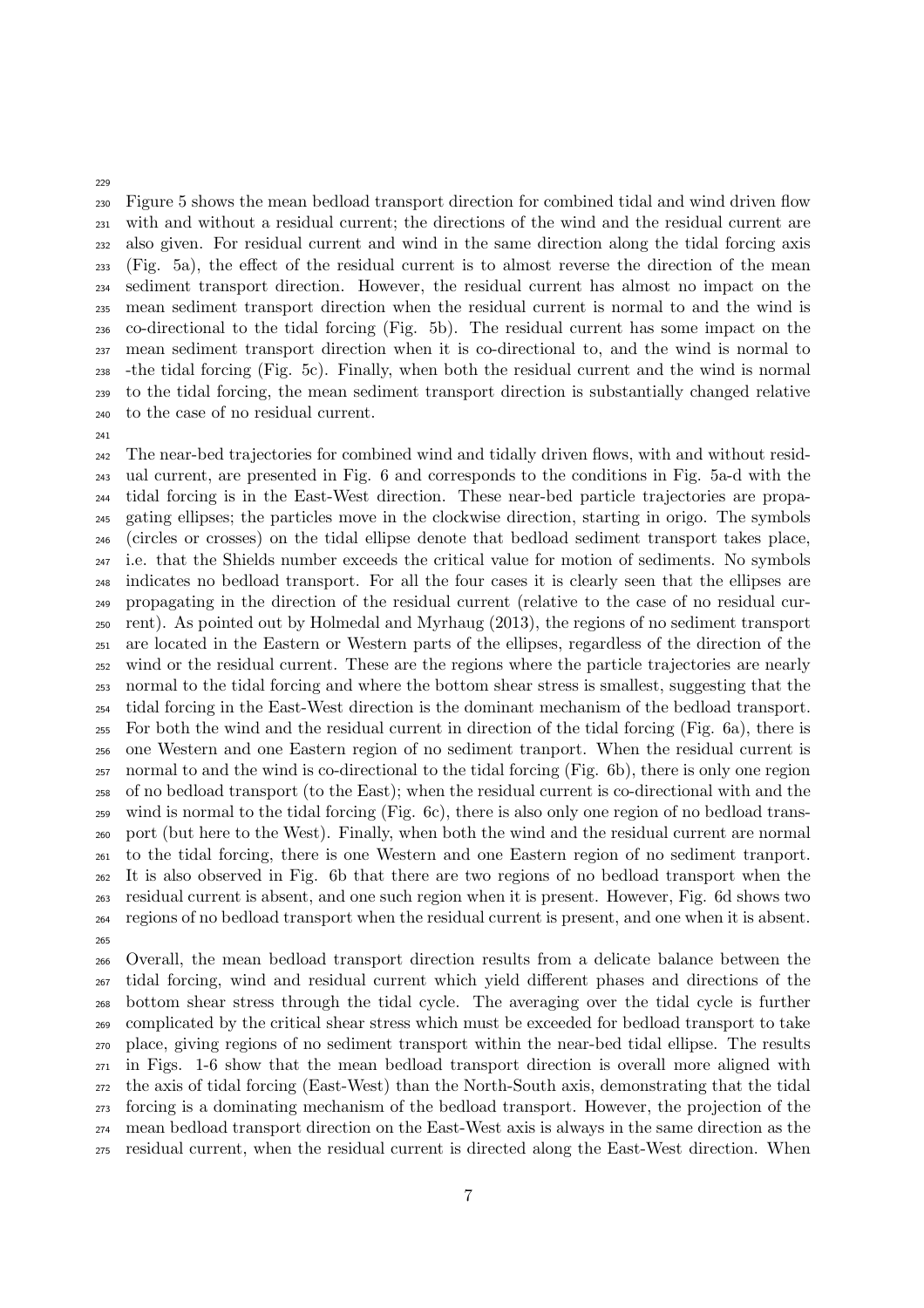Figure 5 shows the mean bedload transport direction for combined tidal and wind driven flow with and without a residual current; the directions of the wind and the residual current are also given. For residual current and wind in the same direction along the tidal forcing axis (Fig. 5a), the effect of the residual current is to almost reverse the direction of the mean sediment transport direction. However, the residual current has almost no impact on the mean sediment transport direction when the residual current is normal to and the wind is co-directional to the tidal forcing (Fig. 5b). The residual current has some impact on the mean sediment transport direction when it is co-directional to, and the wind is normal to -the tidal forcing (Fig. 5c). Finally, when both the residual current and the wind is normal to the tidal forcing, the mean sediment transport direction is substantially changed relative to the case of no residual current.

The near-bed trajectories for combined wind and tidally driven flows, with and without residual current, are presented in Fig. 6 and corresponds to the conditions in Fig. 5a-d with the tidal forcing is in the East-West direction. These near-bed particle trajectories are propagating ellipses; the particles move in the clockwise direction, starting in origo. The symbols (circles or crosses) on the tidal ellipse denote that bedload sediment transport takes place, i.e. that the Shields number exceeds the critical value for motion of sediments. No symbols indicates no bedload transport. For all the four cases it is clearly seen that the ellipses are propagating in the direction of the residual current (relative to the case of no residual current). As pointed out by Holmedal and Myrhaug (2013), the regions of no sediment transport are located in the Eastern or Western parts of the ellipses, regardless of the direction of the wind or the residual current. These are the regions where the particle trajectories are nearly normal to the tidal forcing and where the bottom shear stress is smallest, suggesting that the tidal forcing in the East-West direction is the dominant mechanism of the bedload transport. For both the wind and the residual current in direction of the tidal forcing (Fig. 6a), there is one Western and one Eastern region of no sediment tranport. When the residual current is normal to and the wind is co-directional to the tidal forcing (Fig. 6b), there is only one region of no bedload transport (to the East); when the residual current is co-directional with and the wind is normal to the tidal forcing (Fig. 6c), there is also only one region of no bedload transport (but here to the West). Finally, when both the wind and the residual current are normal to the tidal forcing, there is one Western and one Eastern region of no sediment tranport. It is also observed in Fig. 6b that there are two regions of no bedload transport when the residual current is absent, and one such region when it is present. However, Fig. 6d shows two regions of no bedload transport when the residual current is present, and one when it is absent.

Overall, the mean bedload transport direction results from a delicate balance between the tidal forcing, wind and residual current which yield different phases and directions of the bottom shear stress through the tidal cycle. The averaging over the tidal cycle is further complicated by the critical shear stress which must be exceeded for bedload transport to take place, giving regions of no sediment transport within the near-bed tidal ellipse. The results in Figs. 1-6 show that the mean bedload transport direction is overall more aligned with the axis of tidal forcing (East-West) than the North-South axis, demonstrating that the tidal forcing is a dominating mechanism of the bedload transport. However, the projection of the mean bedload transport direction on the East-West axis is always in the same direction as the residual current, when the residual current is directed along the East-West direction. When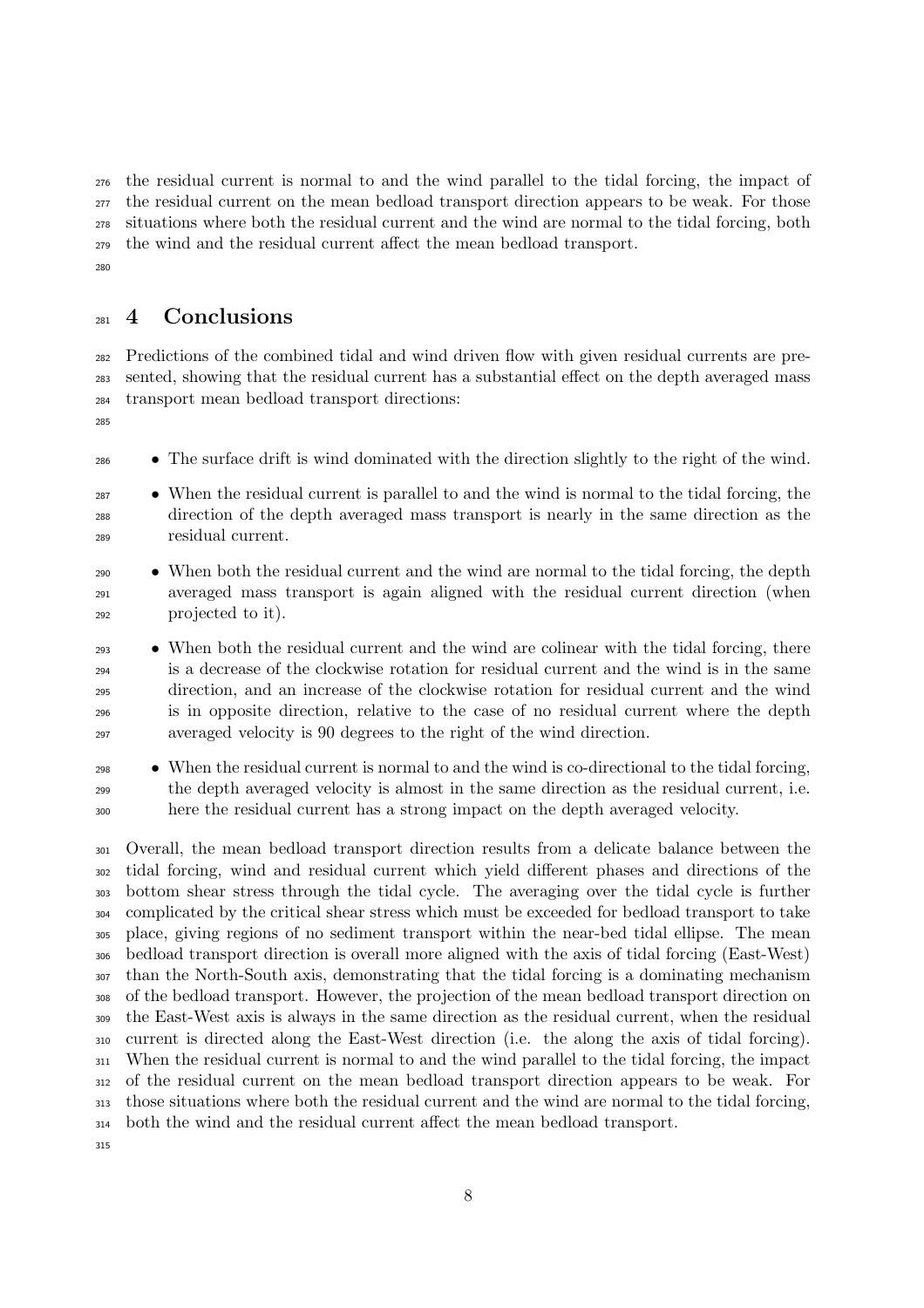the residual current is normal to and the wind parallel to the tidal forcing, the impact of the residual current on the mean bedload transport direction appears to be weak. For those situations where both the residual current and the wind are normal to the tidal forcing, both the wind and the residual current affect the mean bedload transport.

# 4 Conclusions

Predictions of the combined tidal and wind driven flow with given residual currents are presented, showing that the residual current has a substantial effect on the depth averaged mass transport mean bedload transport directions:

- The surface drift is wind dominated with the direction slightly to the right of the wind.
- When the residual current is parallel to and the wind is normal to the tidal forcing, the direction of the depth averaged mass transport is nearly in the same direction as the residual current.
- When both the residual current and the wind are normal to the tidal forcing, the depth averaged mass transport is again aligned with the residual current direction (when projected to it).
- When both the residual current and the wind are colinear with the tidal forcing, there is a decrease of the clockwise rotation for residual current and the wind is in the same direction, and an increase of the clockwise rotation for residual current and the wind is in opposite direction, relative to the case of no residual current where the depth averaged velocity is 90 degrees to the right of the wind direction.
- When the residual current is normal to and the wind is co-directional to the tidal forcing, the depth averaged velocity is almost in the same direction as the residual current, i.e. here the residual current has a strong impact on the depth averaged velocity.

Overall, the mean bedload transport direction results from a delicate balance between the tidal forcing, wind and residual current which yield different phases and directions of the bottom shear stress through the tidal cycle. The averaging over the tidal cycle is further complicated by the critical shear stress which must be exceeded for bedload transport to take place, giving regions of no sediment transport within the near-bed tidal ellipse. The mean bedload transport direction is overall more aligned with the axis of tidal forcing (East-West) than the North-South axis, demonstrating that the tidal forcing is a dominating mechanism of the bedload transport. However, the projection of the mean bedload transport direction on the East-West axis is always in the same direction as the residual current, when the residual current is directed along the East-West direction (i.e. the along the axis of tidal forcing). When the residual current is normal to and the wind parallel to the tidal forcing, the impact of the residual current on the mean bedload transport direction appears to be weak. For those situations where both the residual current and the wind are normal to the tidal forcing, both the wind and the residual current affect the mean bedload transport.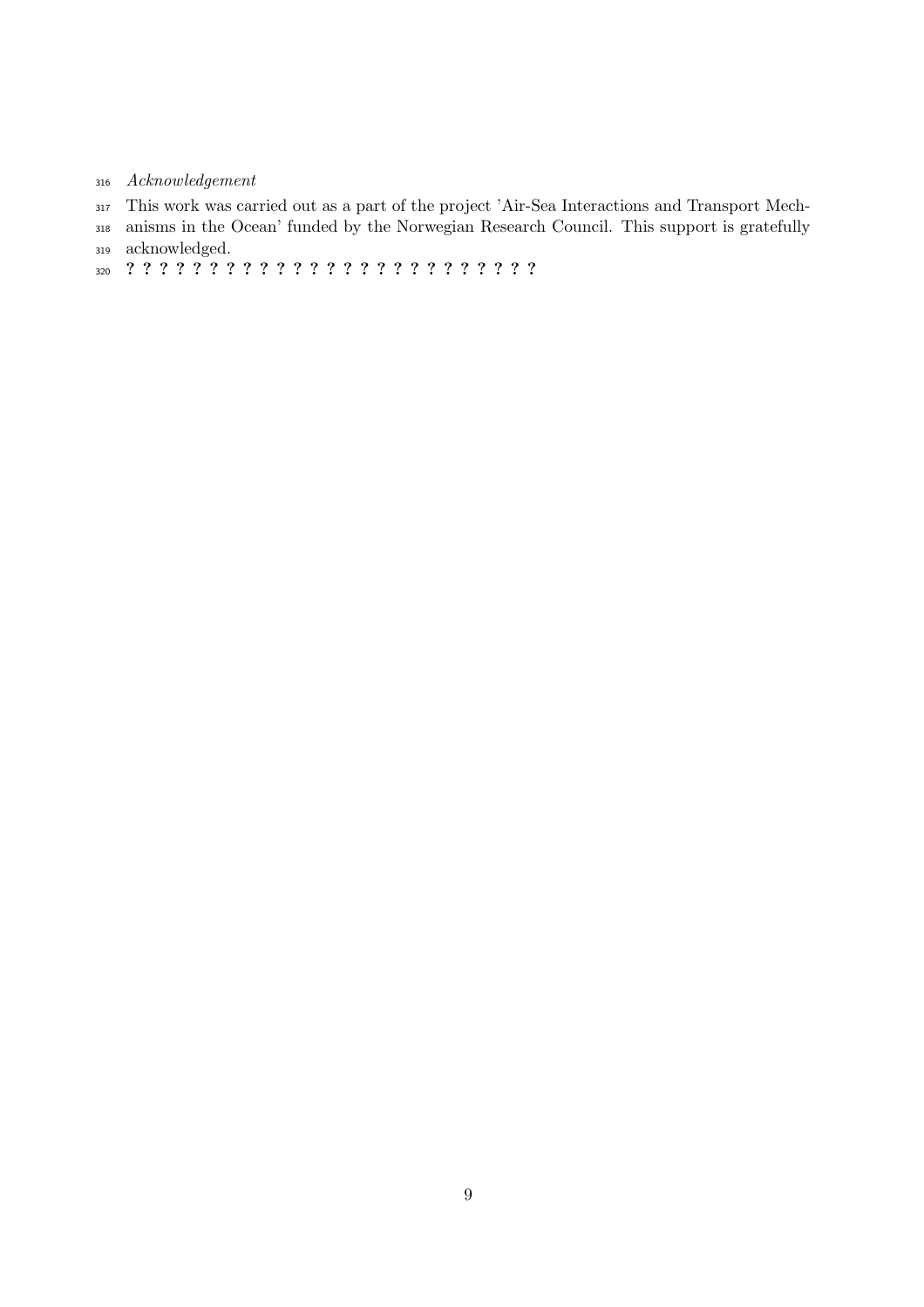*Acknowledgement*

This work was carried out as a part of the project 'Air-Sea Interactions and Transport Mechanisms in the Ocean' funded by the Norwegian Research Council. This support is gratefully acknowledged.

**? ? ? ? ? ? ? ? ? ? ? ? ? ? ? ? ? ? ? ? ? ? ? ? ? ?**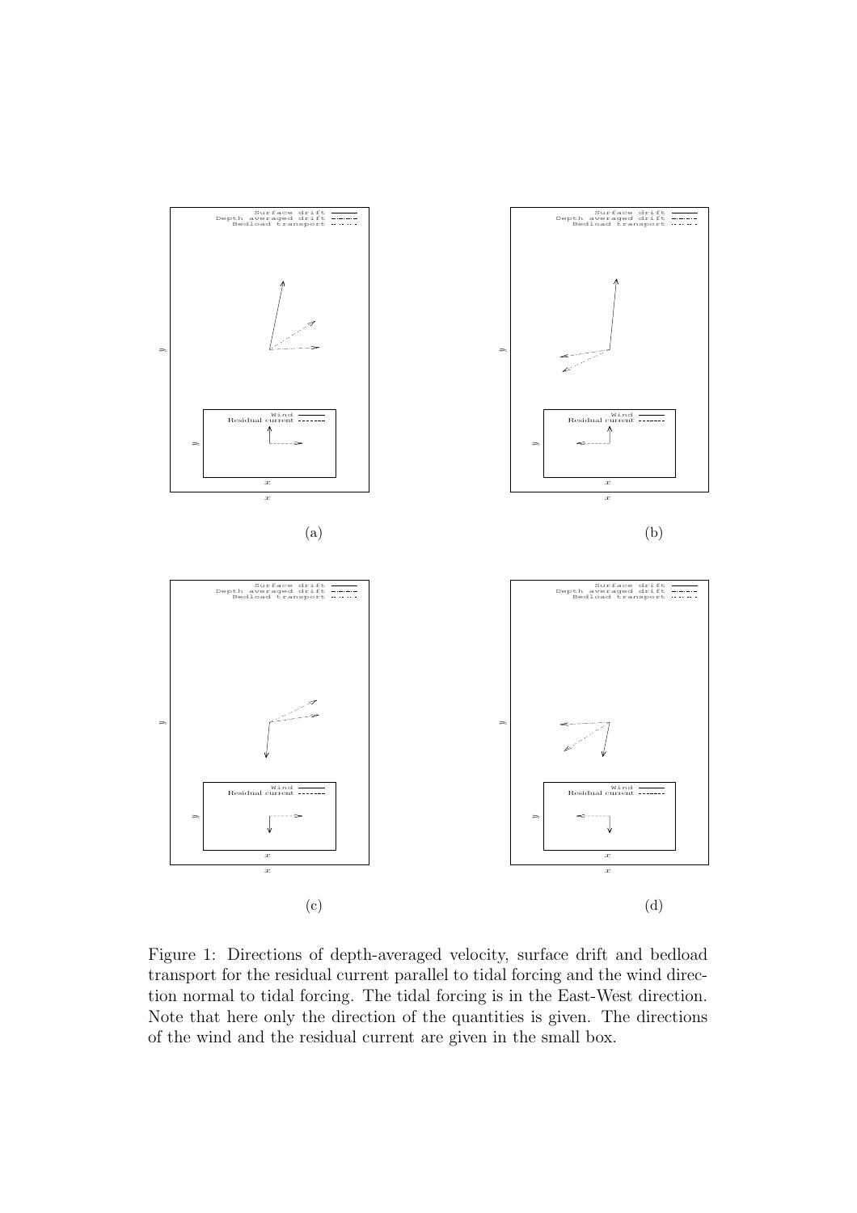(a)

(b)

(c)

(d)

Figure 1: Directions of depth-averaged velocity, surface drift and bedload transport for the residual current parallel to tidal forcing and the wind direction normal to tidal forcing. The tidal forcing is in the East-West direction. Note that here only the direction of the quantities is given. The directions of the wind and the residual current are given in the small box.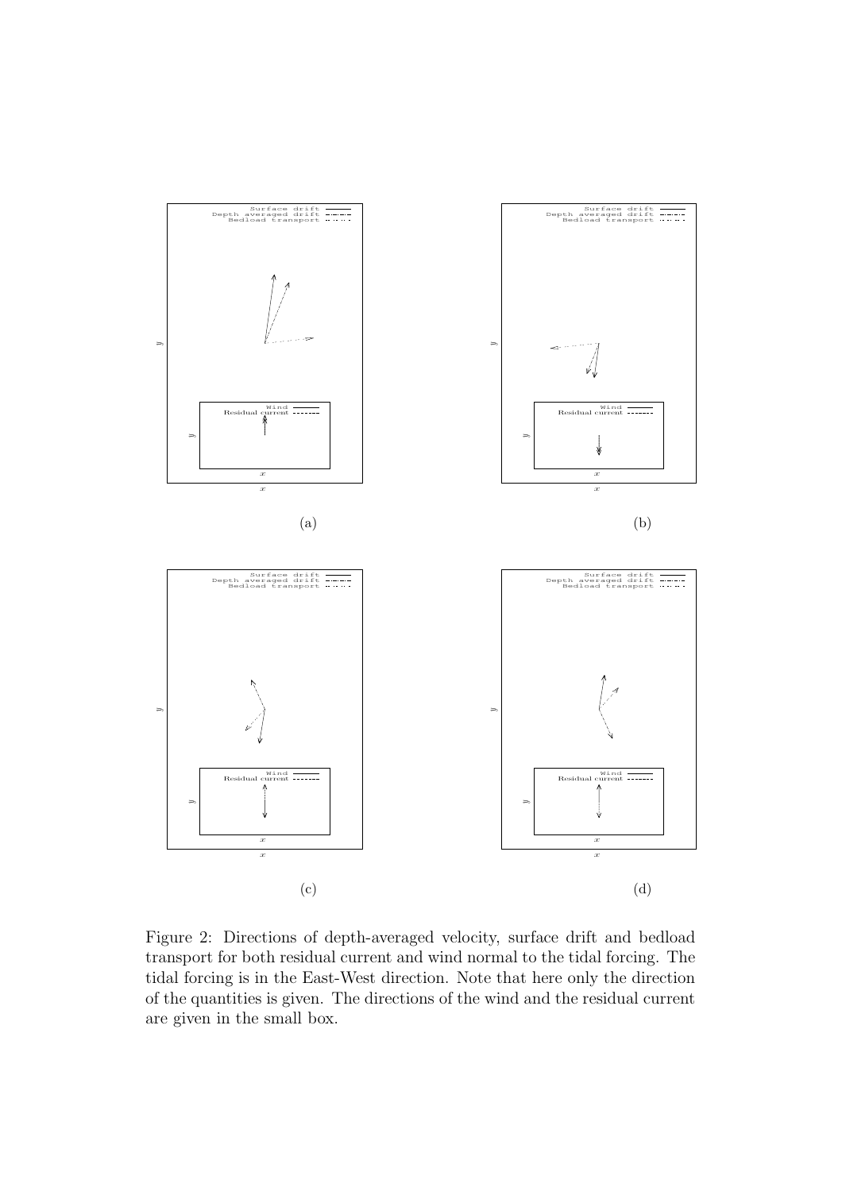(a)

(b)

(c)

(d)

Figure 2: Directions of depth-averaged velocity, surface drift and bedload transport for both residual current and wind normal to the tidal forcing. The tidal forcing is in the East-West direction. Note that here only the direction of the quantities is given. The directions of the wind and the residual current are given in the small box.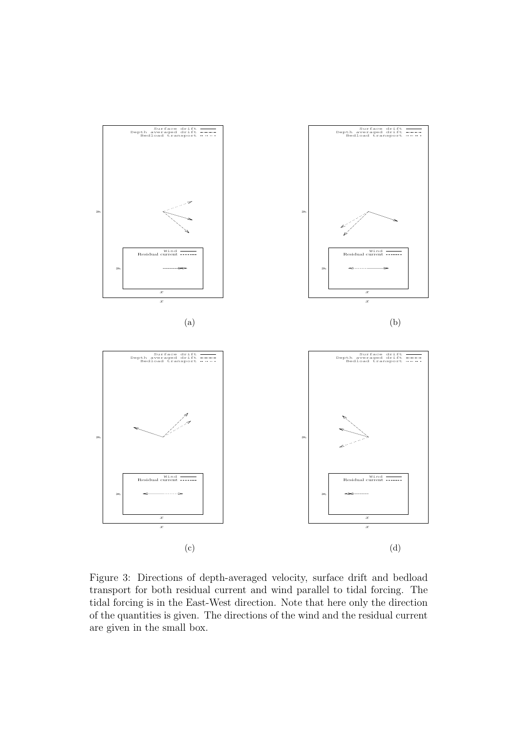(a)

(b)

(c)

(d)

Figure 3: Directions of depth-averaged velocity, surface drift and bedload transport for both residual current and wind parallel to tidal forcing. The tidal forcing is in the East-West direction. Note that here only the direction of the quantities is given. The directions of the wind and the residual current are given in the small box.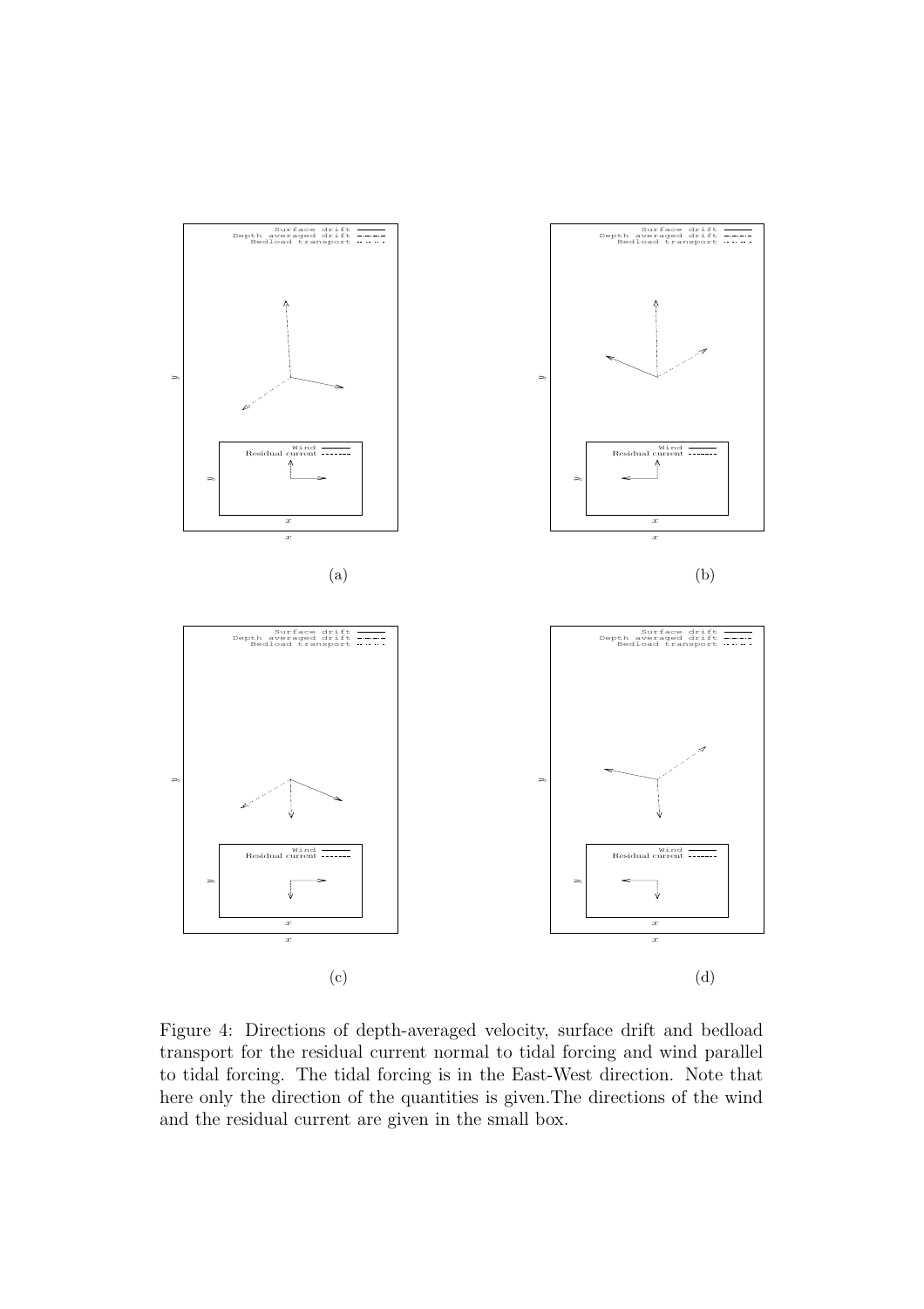Figure 4: Directions of depth-averaged velocity, surface drift and bedload transport for the residual current normal to tidal forcing and wind parallel to tidal forcing. The tidal forcing is in the East-West direction. Note that here only the direction of the quantities is given.The directions of the wind and the residual current are given in the small box.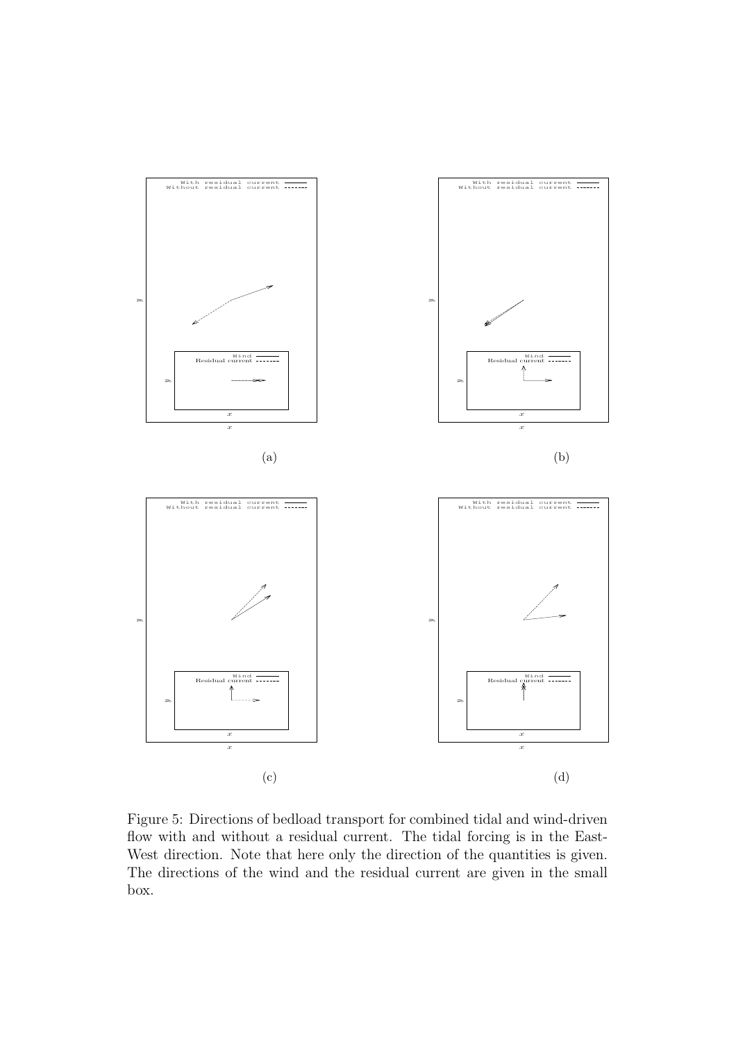Figure 5: Directions of bedload transport for combined tidal and wind-driven flow with and without a residual current. The tidal forcing is in the East-West direction. Note that here only the direction of the quantities is given. The directions of the wind and the residual current are given in the small box.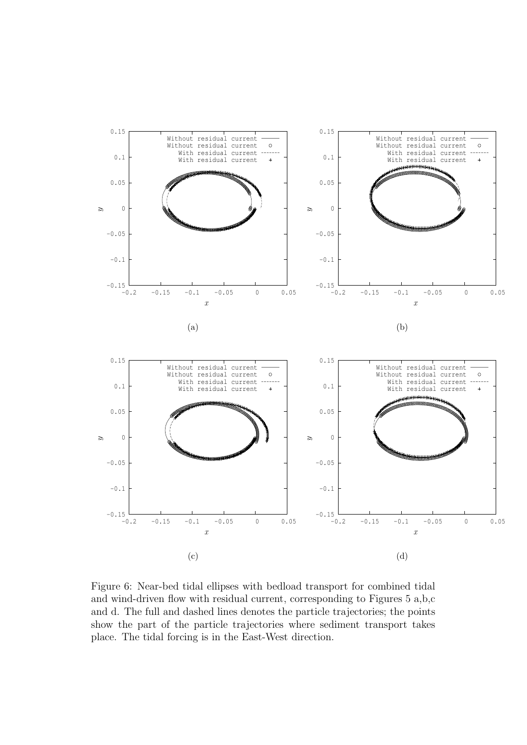0.15
0.1
0.05
0
−0.05
−0.1
−0.15
−0.2 −0.15 −0.1 −0.05 0 0.05
$x$
$y$
Without residual current
Without residual current
With residual current
With residual current

(a)

0.15
0.1
0.05
0
−0.05
−0.1
−0.15
−0.2 −0.15 −0.1 −0.05 0 0.05
$x$
$y$
Without residual current
Without residual current
With residual current
With residual current

(b)

0.15
0.1
0.05
0
−0.05
−0.1
−0.15
−0.2 −0.15 −0.1 −0.05 0 0.05
$x$
$y$
Without residual current
Without residual current
With residual current
With residual current

(c)

0.15
0.1
0.05
0
−0.05
−0.1
−0.15
−0.2 −0.15 −0.1 −0.05 0 0.05
$x$
$y$
Without residual current
Without residual current
With residual current
With residual current

(d)

Figure 6: Near-bed tidal ellipses with bedload transport for combined tidal and wind-driven flow with residual current, corresponding to Figures 5 a,b,c and d. The full and dashed lines denotes the particle trajectories; the points show the part of the particle trajectories where sediment transport takes place. The tidal forcing is in the East-West direction.